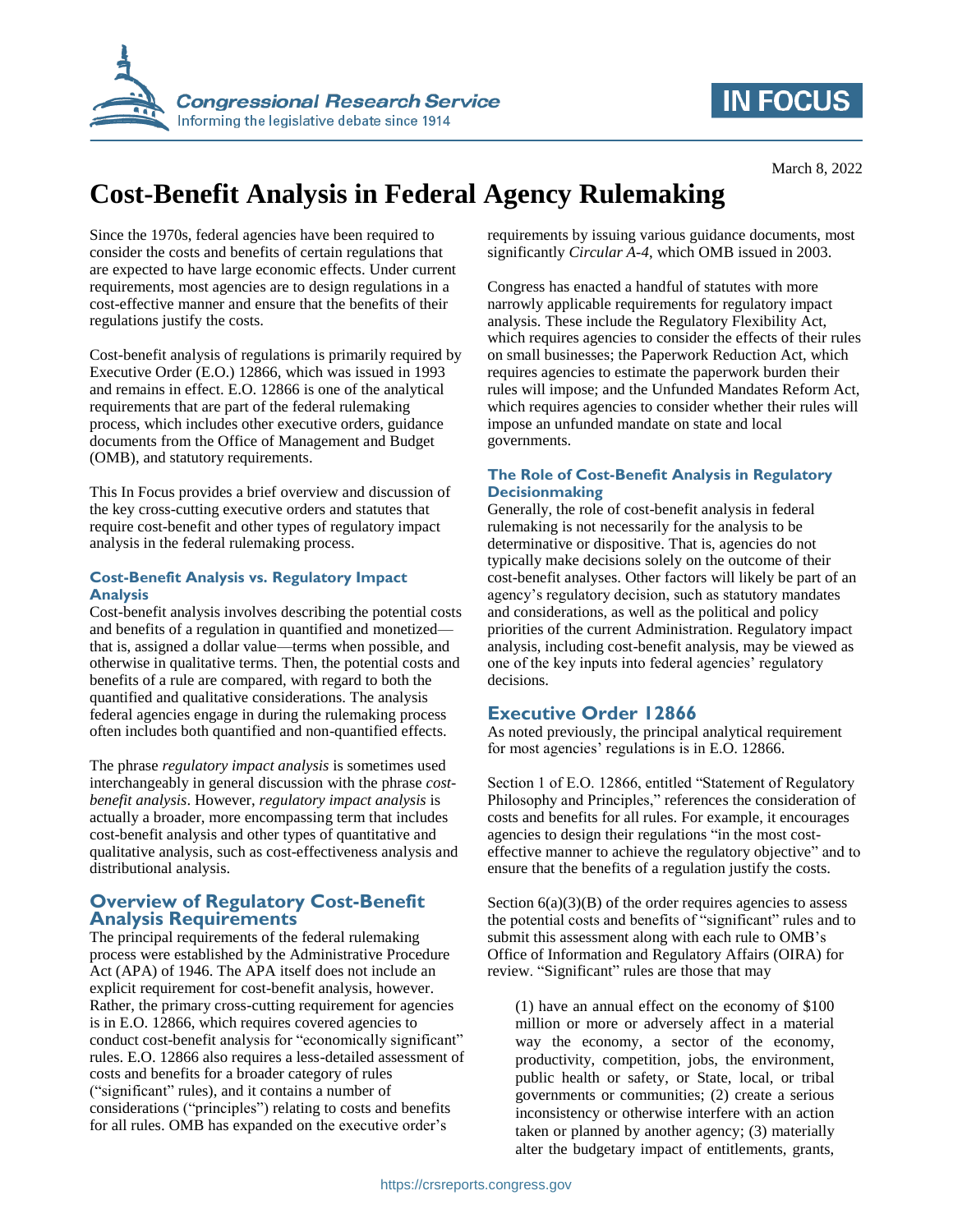March 8, 2022

# Cost-Benefit Analysis in Federal Agency Rulemaking

Since the 1970s, federal agencies have been required to consider the costs and benefits of certain regulations that are expected to have large economic effects. Under current requirements, most agencies are to design regulations in a cost-effective manner and ensure that the benefits of their regulations justify the costs.

Cost-benefit analysis of regulations is primarily required by Executive Order (E.O.) 12866, which was issued in 1993 and remains in effect. E.O. 12866 is one of the analytical requirements that are part of the federal rulemaking process, which includes other executive orders, guidance documents from the Office of Management and Budget (OMB), and statutory requirements.

This In Focus provides a brief overview and discussion of the key cross-cutting executive orders and statutes that require cost-benefit and other types of regulatory impact analysis in the federal rulemaking process.

### Cost-Benefit Analysis vs. Regulatory Impact Analysis

Cost-benefit analysis involves describing the potential costs and benefits of a regulation in quantified and monetized—that is, assigned a dollar value—terms when possible, and otherwise in qualitative terms. Then, the potential costs and benefits of a rule are compared, with regard to both the quantified and qualitative considerations. The analysis federal agencies engage in during the rulemaking process often includes both quantified and non-quantified effects.

The phrase *regulatory impact analysis* is sometimes used interchangeably in general discussion with the phrase *cost-benefit analysis*. However, *regulatory impact analysis* is actually a broader, more encompassing term that includes cost-benefit analysis and other types of quantitative and qualitative analysis, such as cost-effectiveness analysis and distributional analysis.

## Overview of Regulatory Cost-Benefit Analysis Requirements

The principal requirements of the federal rulemaking process were established by the Administrative Procedure Act (APA) of 1946. The APA itself does not include an explicit requirement for cost-benefit analysis, however. Rather, the primary cross-cutting requirement for agencies is in E.O. 12866, which requires covered agencies to conduct cost-benefit analysis for "economically significant" rules. E.O. 12866 also requires a less-detailed assessment of costs and benefits for a broader category of rules ("significant" rules), and it contains a number of considerations ("principles") relating to costs and benefits for all rules. OMB has expanded on the executive order's requirements by issuing various guidance documents, most significantly *Circular A-4*, which OMB issued in 2003.

Congress has enacted a handful of statutes with more narrowly applicable requirements for regulatory impact analysis. These include the Regulatory Flexibility Act, which requires agencies to consider the effects of their rules on small businesses; the Paperwork Reduction Act, which requires agencies to estimate the paperwork burden their rules will impose; and the Unfunded Mandates Reform Act, which requires agencies to consider whether their rules will impose an unfunded mandate on state and local governments.

### The Role of Cost-Benefit Analysis in Regulatory Decisionmaking

Generally, the role of cost-benefit analysis in federal rulemaking is not necessarily for the analysis to be determinative or dispositive. That is, agencies do not typically make decisions solely on the outcome of their cost-benefit analyses. Other factors will likely be part of an agency's regulatory decision, such as statutory mandates and considerations, as well as the political and policy priorities of the current Administration. Regulatory impact analysis, including cost-benefit analysis, may be viewed as one of the key inputs into federal agencies' regulatory decisions.

## Executive Order 12866

As noted previously, the principal analytical requirement for most agencies' regulations is in E.O. 12866.

Section 1 of E.O. 12866, entitled "Statement of Regulatory Philosophy and Principles," references the consideration of costs and benefits for all rules. For example, it encourages agencies to design their regulations "in the most cost-effective manner to achieve the regulatory objective" and to ensure that the benefits of a regulation justify the costs.

Section 6(a)(3)(B) of the order requires agencies to assess the potential costs and benefits of "significant" rules and to submit this assessment along with each rule to OMB's Office of Information and Regulatory Affairs (OIRA) for review. "Significant" rules are those that may

> (1) have an annual effect on the economy of $100 million or more or adversely affect in a material way the economy, a sector of the economy, productivity, competition, jobs, the environment, public health or safety, or State, local, or tribal governments or communities; (2) create a serious inconsistency or otherwise interfere with an action taken or planned by another agency; (3) materially alter the budgetary impact of entitlements, grants,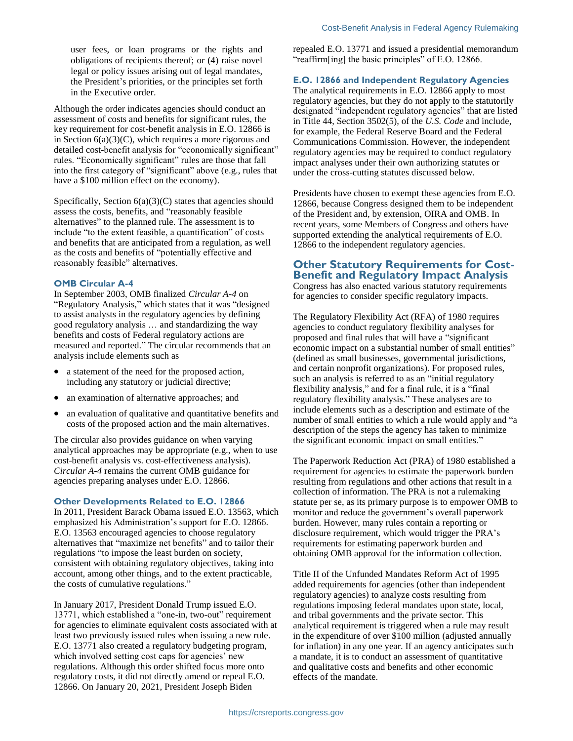user fees, or loan programs or the rights and obligations of recipients thereof; or (4) raise novel legal or policy issues arising out of legal mandates, the President's priorities, or the principles set forth in the Executive order.

Although the order indicates agencies should conduct an assessment of costs and benefits for significant rules, the key requirement for cost-benefit analysis in E.O. 12866 is in Section 6(a)(3)(C), which requires a more rigorous and detailed cost-benefit analysis for "economically significant" rules. "Economically significant" rules are those that fall into the first category of "significant" above (e.g., rules that have a $100 million effect on the economy).

Specifically, Section 6(a)(3)(C) states that agencies should assess the costs, benefits, and "reasonably feasible alternatives" to the planned rule. The assessment is to include "to the extent feasible, a quantification" of costs and benefits that are anticipated from a regulation, as well as the costs and benefits of "potentially effective and reasonably feasible" alternatives.

### OMB Circular A-4

In September 2003, OMB finalized *Circular A-4* on "Regulatory Analysis," which states that it was "designed to assist analysts in the regulatory agencies by defining good regulatory analysis … and standardizing the way benefits and costs of Federal regulatory actions are measured and reported." The circular recommends that an analysis include elements such as

- a statement of the need for the proposed action, including any statutory or judicial directive;
- an examination of alternative approaches; and
- an evaluation of qualitative and quantitative benefits and costs of the proposed action and the main alternatives.

The circular also provides guidance on when varying analytical approaches may be appropriate (e.g., when to use cost-benefit analysis vs. cost-effectiveness analysis). *Circular A-4* remains the current OMB guidance for agencies preparing analyses under E.O. 12866.

### Other Developments Related to E.O. 12866

In 2011, President Barack Obama issued E.O. 13563, which emphasized his Administration's support for E.O. 12866. E.O. 13563 encouraged agencies to choose regulatory alternatives that "maximize net benefits" and to tailor their regulations "to impose the least burden on society, consistent with obtaining regulatory objectives, taking into account, among other things, and to the extent practicable, the costs of cumulative regulations."

In January 2017, President Donald Trump issued E.O. 13771, which established a "one-in, two-out" requirement for agencies to eliminate equivalent costs associated with at least two previously issued rules when issuing a new rule. E.O. 13771 also created a regulatory budgeting program, which involved setting cost caps for agencies' new regulations. Although this order shifted focus more onto regulatory costs, it did not directly amend or repeal E.O. 12866. On January 20, 2021, President Joseph Biden repealed E.O. 13771 and issued a presidential memorandum "reaffirm[ing] the basic principles" of E.O. 12866.

### E.O. 12866 and Independent Regulatory Agencies

The analytical requirements in E.O. 12866 apply to most regulatory agencies, but they do not apply to the statutorily designated "independent regulatory agencies" that are listed in Title 44, Section 3502(5), of the *U.S. Code* and include, for example, the Federal Reserve Board and the Federal Communications Commission. However, the independent regulatory agencies may be required to conduct regulatory impact analyses under their own authorizing statutes or under the cross-cutting statutes discussed below.

Presidents have chosen to exempt these agencies from E.O. 12866, because Congress designed them to be independent of the President and, by extension, OIRA and OMB. In recent years, some Members of Congress and others have supported extending the analytical requirements of E.O. 12866 to the independent regulatory agencies.

## Other Statutory Requirements for Cost-Benefit and Regulatory Impact Analysis

Congress has also enacted various statutory requirements for agencies to consider specific regulatory impacts.

The Regulatory Flexibility Act (RFA) of 1980 requires agencies to conduct regulatory flexibility analyses for proposed and final rules that will have a "significant economic impact on a substantial number of small entities" (defined as small businesses, governmental jurisdictions, and certain nonprofit organizations). For proposed rules, such an analysis is referred to as an "initial regulatory flexibility analysis," and for a final rule, it is a "final regulatory flexibility analysis." These analyses are to include elements such as a description and estimate of the number of small entities to which a rule would apply and "a description of the steps the agency has taken to minimize the significant economic impact on small entities."

The Paperwork Reduction Act (PRA) of 1980 established a requirement for agencies to estimate the paperwork burden resulting from regulations and other actions that result in a collection of information. The PRA is not a rulemaking statute per se, as its primary purpose is to empower OMB to monitor and reduce the government's overall paperwork burden. However, many rules contain a reporting or disclosure requirement, which would trigger the PRA's requirements for estimating paperwork burden and obtaining OMB approval for the information collection.

Title II of the Unfunded Mandates Reform Act of 1995 added requirements for agencies (other than independent regulatory agencies) to analyze costs resulting from regulations imposing federal mandates upon state, local, and tribal governments and the private sector. This analytical requirement is triggered when a rule may result in the expenditure of over $100 million (adjusted annually for inflation) in any one year. If an agency anticipates such a mandate, it is to conduct an assessment of quantitative and qualitative costs and benefits and other economic effects of the mandate.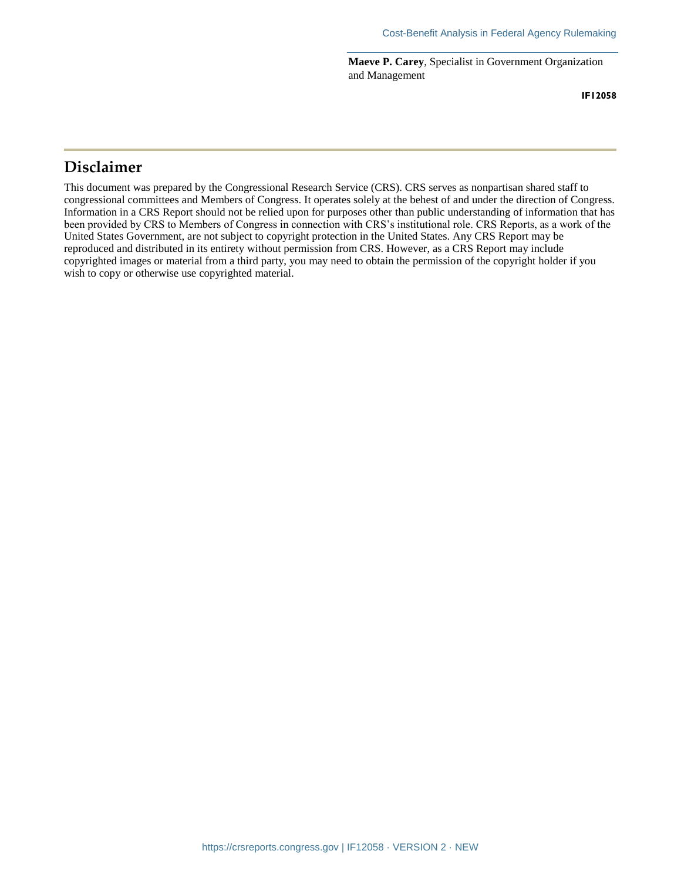**Maeve P. Carey**, Specialist in Government Organization and Management

**IF12058**

## Disclaimer

This document was prepared by the Congressional Research Service (CRS). CRS serves as nonpartisan shared staff to congressional committees and Members of Congress. It operates solely at the behest of and under the direction of Congress. Information in a CRS Report should not be relied upon for purposes other than public understanding of information that has been provided by CRS to Members of Congress in connection with CRS's institutional role. CRS Reports, as a work of the United States Government, are not subject to copyright protection in the United States. Any CRS Report may be reproduced and distributed in its entirety without permission from CRS. However, as a CRS Report may include copyrighted images or material from a third party, you may need to obtain the permission of the copyright holder if you wish to copy or otherwise use copyrighted material.